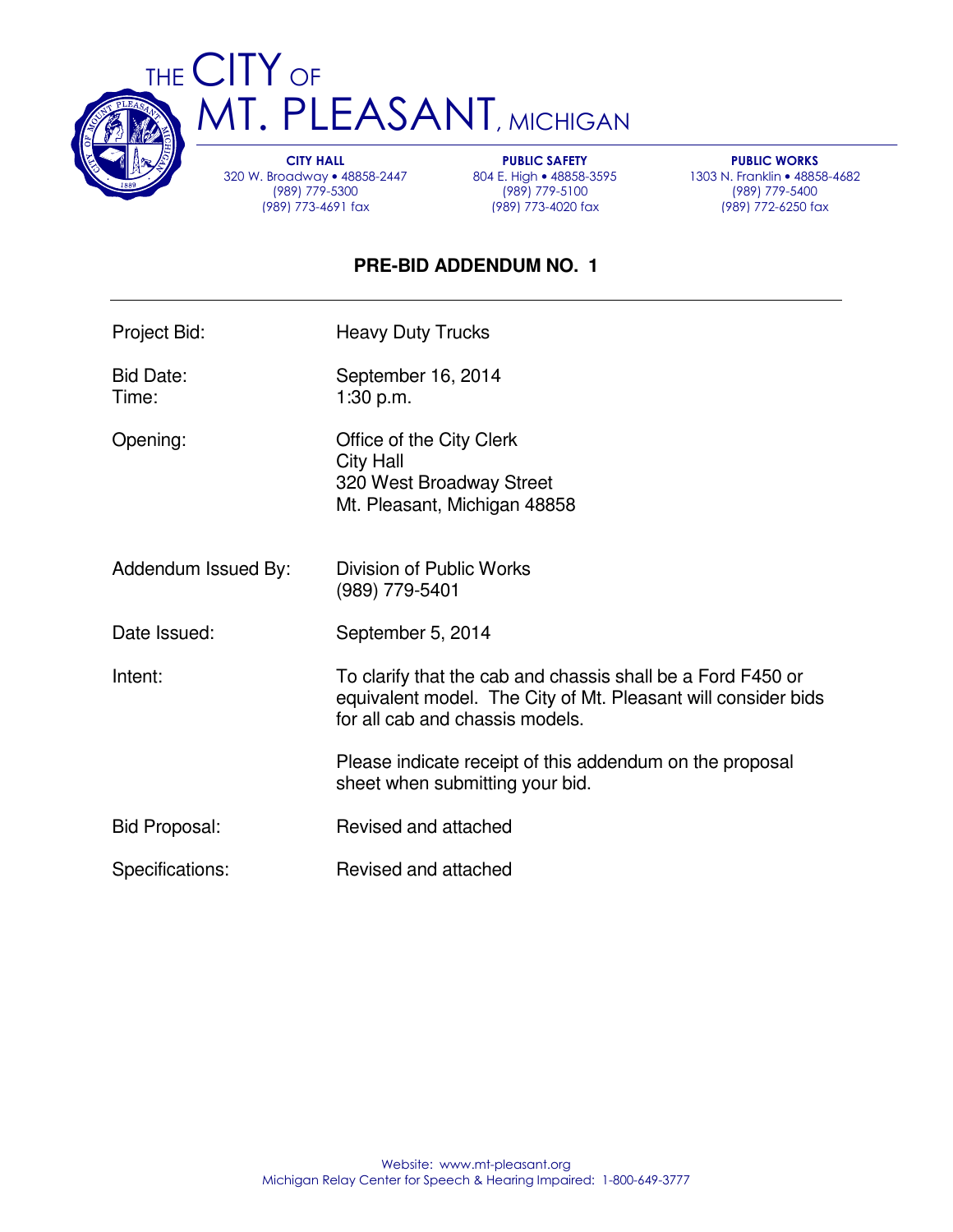# THE CITY OF MT. PLEASANT, MICHIGAN

**CITY HALL**
320 W. Broadway • 48858-2447
(989) 779-5300
(989) 773-4691 fax

**PUBLIC SAFETY**
804 E. High • 48858-3595
(989) 779-5100
(989) 773-4020 fax

**PUBLIC WORKS**
1303 N. Franklin • 48858-4682
(989) 779-5400
(989) 772-6250 fax

## PRE-BID ADDENDUM NO. 1

---

| | |
|---|---|
| Project Bid: | Heavy Duty Trucks |
| Bid Date:<br>Time: | September 16, 2014<br>1:30 p.m. |
| Opening: | Office of the City Clerk<br>City Hall<br>320 West Broadway Street<br>Mt. Pleasant, Michigan 48858 |
| Addendum Issued By: | Division of Public Works<br>(989) 779-5401 |
| Date Issued: | September 5, 2014 |
| Intent: | To clarify that the cab and chassis shall be a Ford F450 or equivalent model. The City of Mt. Pleasant will consider bids for all cab and chassis models.<br><br>Please indicate receipt of this addendum on the proposal sheet when submitting your bid. |
| Bid Proposal: | Revised and attached |
| Specifications: | Revised and attached |

Website: www.mt-pleasant.org
Michigan Relay Center for Speech & Hearing Impaired: 1-800-649-3777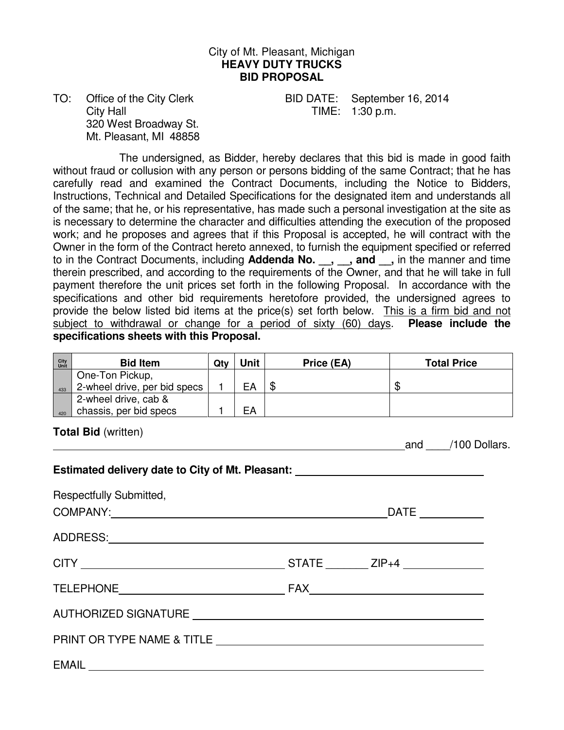City of Mt. Pleasant, Michigan
**HEAVY DUTY TRUCKS**
**BID PROPOSAL**

TO: Office of the City Clerk
City Hall
320 West Broadway St.
Mt. Pleasant, MI 48858

BID DATE: September 16, 2014
TIME: 1:30 p.m.

The undersigned, as Bidder, hereby declares that this bid is made in good faith without fraud or collusion with any person or persons bidding of the same Contract; that he has carefully read and examined the Contract Documents, including the Notice to Bidders, Instructions, Technical and Detailed Specifications for the designated item and understands all of the same; that he, or his representative, has made such a personal investigation at the site as is necessary to determine the character and difficulties attending the execution of the proposed work; and he proposes and agrees that if this Proposal is accepted, he will contract with the Owner in the form of the Contract hereto annexed, to furnish the equipment specified or referred to in the Contract Documents, including **Addenda No. __, __, and __,** in the manner and time therein prescribed, and according to the requirements of the Owner, and that he will take in full payment therefore the unit prices set forth in the following Proposal. In accordance with the specifications and other bid requirements heretofore provided, the undersigned agrees to provide the below listed bid items at the price(s) set forth below. This is a firm bid and not subject to withdrawal or change for a period of sixty (60) days. **Please include the specifications sheets with this Proposal.**

| City Unit | Bid Item | Qty | Unit | Price (EA) | Total Price |
|---|---|---|---|---|---|
| 433 | One-Ton Pickup, 2-wheel drive, per bid specs | 1 | EA | $ | $ |
| 420 | 2-wheel drive, cab & chassis, per bid specs | 1 | EA | | |

**Total Bid** (written)

______________________________________________ and ____/100 Dollars.

**Estimated delivery date to City of Mt. Pleasant:** ____________________

Respectfully Submitted,

COMPANY: ______________________________ DATE __________

ADDRESS: ______________________________

CITY ______________________ STATE _______ ZIP+4 ____________

TELEPHONE ______________________ FAX ______________________

AUTHORIZED SIGNATURE ______________________________

PRINT OR TYPE NAME & TITLE ______________________________

EMAIL ______________________________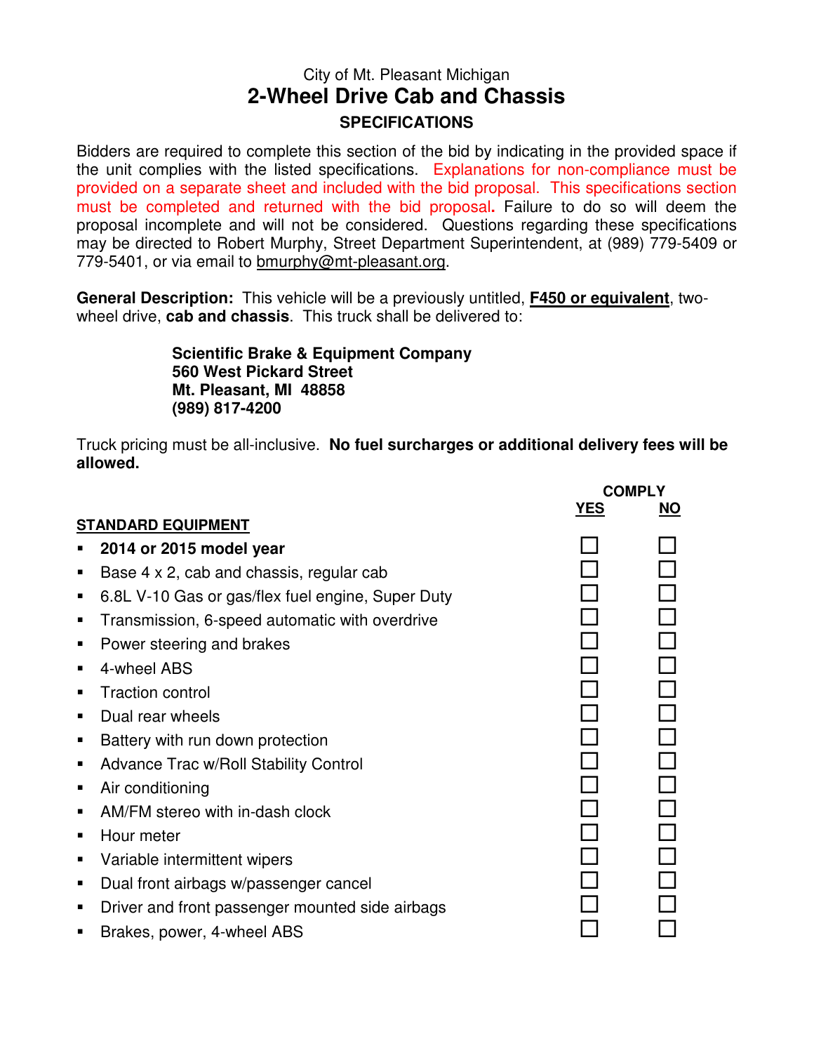City of Mt. Pleasant Michigan

# 2-Wheel Drive Cab and Chassis

## SPECIFICATIONS

Bidders are required to complete this section of the bid by indicating in the provided space if the unit complies with the listed specifications. Explanations for non-compliance must be provided on a separate sheet and included with the bid proposal. This specifications section must be completed and returned with the bid proposal. Failure to do so will deem the proposal incomplete and will not be considered. Questions regarding these specifications may be directed to Robert Murphy, Street Department Superintendent, at (989) 779-5409 or 779-5401, or via email to bmurphy@mt-pleasant.org.

**General Description:** This vehicle will be a previously untitled, **F450 or equivalent**, two-wheel drive, **cab and chassis**. This truck shall be delivered to:

**Scientific Brake & Equipment Company**
**560 West Pickard Street**
**Mt. Pleasant, MI 48858**
**(989) 817-4200**

Truck pricing must be all-inclusive. **No fuel surcharges or additional delivery fees will be allowed.**

| STANDARD EQUIPMENT | COMPLY YES | COMPLY NO |
|---|---|---|
| **2014 or 2015 model year** | ☐ | ☐ |
| Base 4 x 2, cab and chassis, regular cab | ☐ | ☐ |
| 6.8L V-10 Gas or gas/flex fuel engine, Super Duty | ☐ | ☐ |
| Transmission, 6-speed automatic with overdrive | ☐ | ☐ |
| Power steering and brakes | ☐ | ☐ |
| 4-wheel ABS | ☐ | ☐ |
| Traction control | ☐ | ☐ |
| Dual rear wheels | ☐ | ☐ |
| Battery with run down protection | ☐ | ☐ |
| Advance Trac w/Roll Stability Control | ☐ | ☐ |
| Air conditioning | ☐ | ☐ |
| AM/FM stereo with in-dash clock | ☐ | ☐ |
| Hour meter | ☐ | ☐ |
| Variable intermittent wipers | ☐ | ☐ |
| Dual front airbags w/passenger cancel | ☐ | ☐ |
| Driver and front passenger mounted side airbags | ☐ | ☐ |
| Brakes, power, 4-wheel ABS | ☐ | ☐ |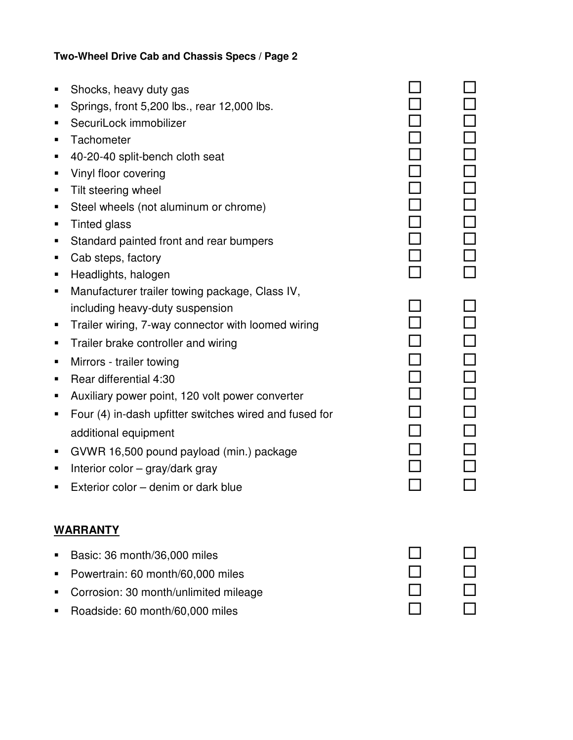**Two-Wheel Drive Cab and Chassis Specs / Page 2**

| | | |
|---|---|---|
| ▪ Shocks, heavy duty gas | ☐ | ☐ |
| ▪ Springs, front 5,200 lbs., rear 12,000 lbs. | ☐ | ☐ |
| ▪ SecuriLock immobilizer | ☐ | ☐ |
| ▪ Tachometer | ☐ | ☐ |
| ▪ 40-20-40 split-bench cloth seat | ☐ | ☐ |
| ▪ Vinyl floor covering | ☐ | ☐ |
| ▪ Tilt steering wheel | ☐ | ☐ |
| ▪ Steel wheels (not aluminum or chrome) | ☐ | ☐ |
| ▪ Tinted glass | ☐ | ☐ |
| ▪ Standard painted front and rear bumpers | ☐ | ☐ |
| ▪ Cab steps, factory | ☐ | ☐ |
| ▪ Headlights, halogen | ☐ | ☐ |
| ▪ Manufacturer trailer towing package, Class IV, including heavy-duty suspension | ☐ | ☐ |
| ▪ Trailer wiring, 7-way connector with loomed wiring | ☐ | ☐ |
| ▪ Trailer brake controller and wiring | ☐ | ☐ |
| ▪ Mirrors - trailer towing | ☐ | ☐ |
| ▪ Rear differential 4:30 | ☐ | ☐ |
| ▪ Auxiliary power point, 120 volt power converter | ☐ | ☐ |
| ▪ Four (4) in-dash upfitter switches wired and fused for | ☐ | ☐ |
| additional equipment | ☐ | ☐ |
| ▪ GVWR 16,500 pound payload (min.) package | ☐ | ☐ |
| ▪ Interior color – gray/dark gray | ☐ | ☐ |
| ▪ Exterior color – denim or dark blue | ☐ | ☐ |

**WARRANTY**

| | | |
|---|---|---|
| ▪ Basic: 36 month/36,000 miles | ☐ | ☐ |
| ▪ Powertrain: 60 month/60,000 miles | ☐ | ☐ |
| ▪ Corrosion: 30 month/unlimited mileage | ☐ | ☐ |
| ▪ Roadside: 60 month/60,000 miles | ☐ | ☐ |